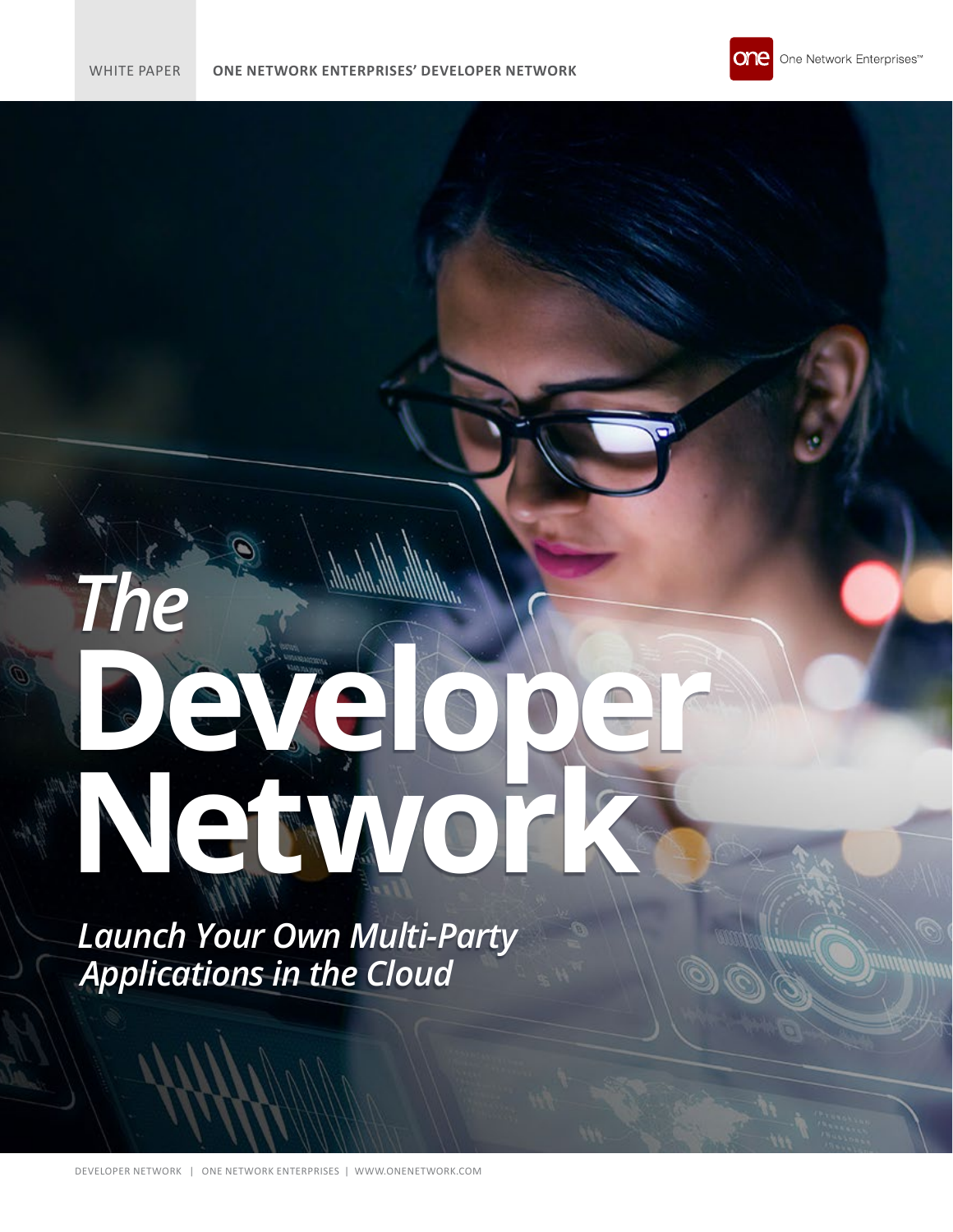WHITE PAPER **ONE NETWORK ENTERPRISES' DEVELOPER NETWORK**

One Network Enterprises™

# *The* Developer Network

## *Launch Your Own Multi-Party Applications in the Cloud*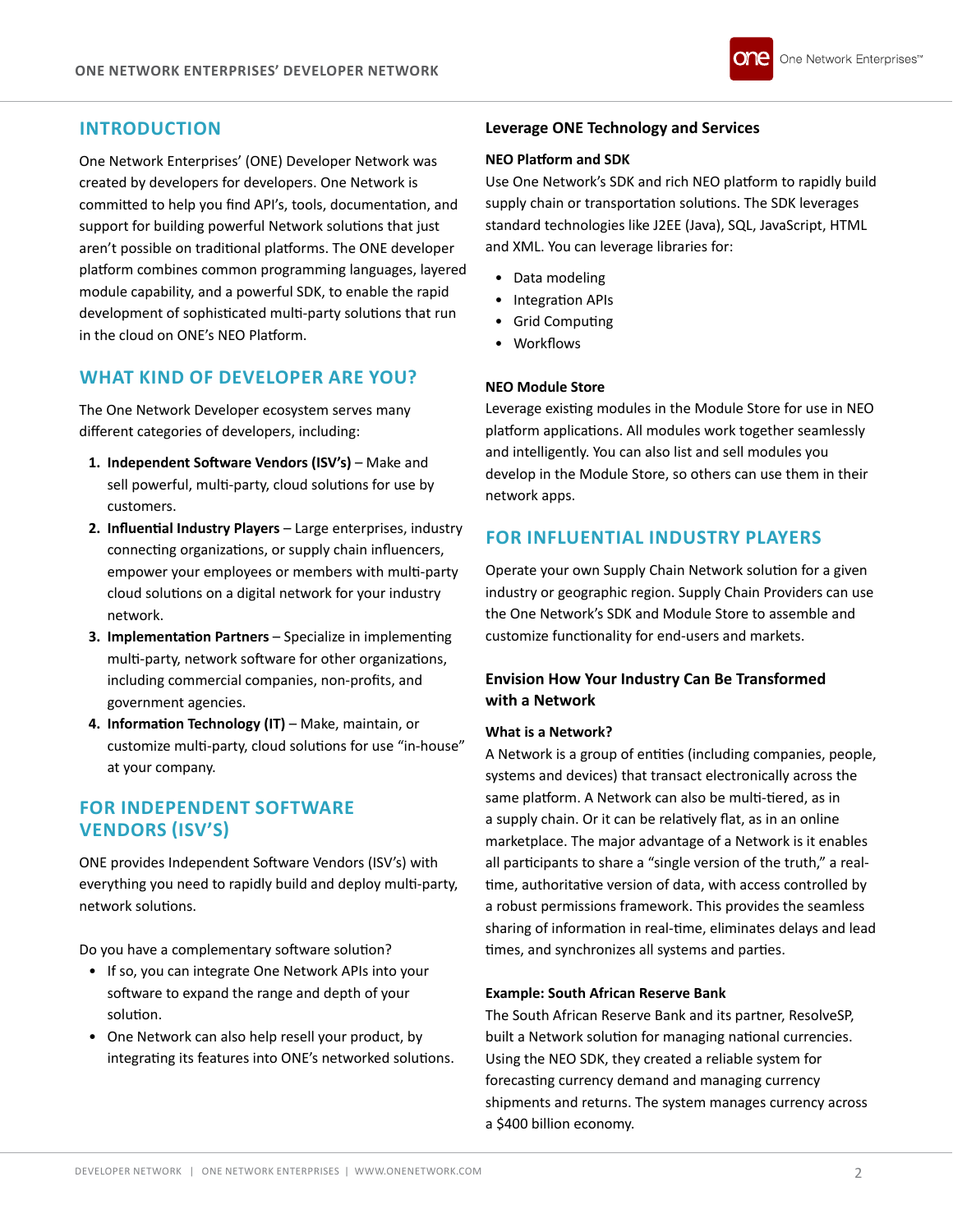## INTRODUCTION

One Network Enterprises' (ONE) Developer Network was created by developers for developers. One Network is committed to help you find API's, tools, documentation, and support for building powerful Network solutions that just aren't possible on traditional platforms. The ONE developer platform combines common programming languages, layered module capability, and a powerful SDK, to enable the rapid development of sophisticated multi-party solutions that run in the cloud on ONE's NEO Platform.

## WHAT KIND OF DEVELOPER ARE YOU?

The One Network Developer ecosystem serves many different categories of developers, including:

1. **Independent Software Vendors (ISV's)** – Make and sell powerful, multi-party, cloud solutions for use by customers.
2. **Influential Industry Players** – Large enterprises, industry connecting organizations, or supply chain influencers, empower your employees or members with multi-party cloud solutions on a digital network for your industry network.
3. **Implementation Partners** – Specialize in implementing multi-party, network software for other organizations, including commercial companies, non-profits, and government agencies.
4. **Information Technology (IT)** – Make, maintain, or customize multi-party, cloud solutions for use "in-house" at your company.

## FOR INDEPENDENT SOFTWARE VENDORS (ISV'S)

ONE provides Independent Software Vendors (ISV's) with everything you need to rapidly build and deploy multi-party, network solutions.

Do you have a complementary software solution?

- If so, you can integrate One Network APIs into your software to expand the range and depth of your solution.
- One Network can also help resell your product, by integrating its features into ONE's networked solutions.

### Leverage ONE Technology and Services

#### NEO Platform and SDK

Use One Network's SDK and rich NEO platform to rapidly build supply chain or transportation solutions. The SDK leverages standard technologies like J2EE (Java), SQL, JavaScript, HTML and XML. You can leverage libraries for:

- Data modeling
- Integration APIs
- Grid Computing
- Workflows

#### NEO Module Store

Leverage existing modules in the Module Store for use in NEO platform applications. All modules work together seamlessly and intelligently. You can also list and sell modules you develop in the Module Store, so others can use them in their network apps.

## FOR INFLUENTIAL INDUSTRY PLAYERS

Operate your own Supply Chain Network solution for a given industry or geographic region. Supply Chain Providers can use the One Network's SDK and Module Store to assemble and customize functionality for end-users and markets.

### Envision How Your Industry Can Be Transformed with a Network

#### What is a Network?

A Network is a group of entities (including companies, people, systems and devices) that transact electronically across the same platform. A Network can also be multi-tiered, as in a supply chain. Or it can be relatively flat, as in an online marketplace. The major advantage of a Network is it enables all participants to share a "single version of the truth," a real-time, authoritative version of data, with access controlled by a robust permissions framework. This provides the seamless sharing of information in real-time, eliminates delays and lead times, and synchronizes all systems and parties.

#### Example: South African Reserve Bank

The South African Reserve Bank and its partner, ResolveSP, built a Network solution for managing national currencies. Using the NEO SDK, they created a reliable system for forecasting currency demand and managing currency shipments and returns. The system manages currency across a $400 billion economy.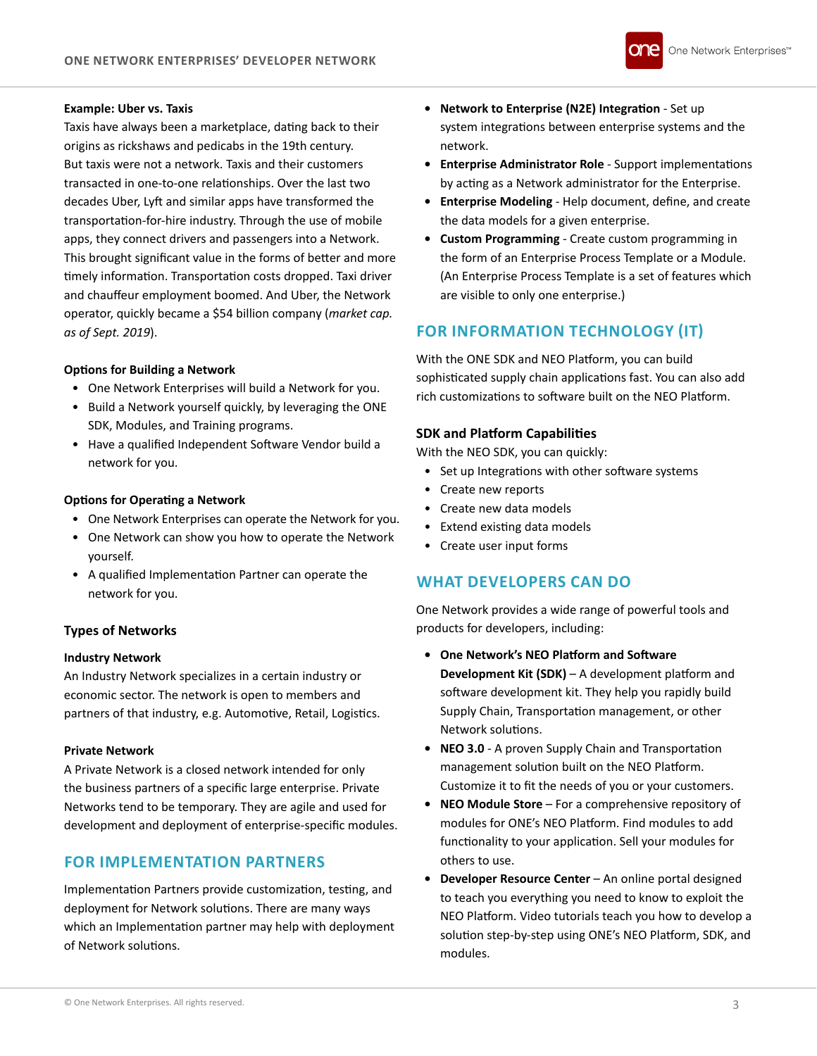**Example: Uber vs. Taxis**

Taxis have always been a marketplace, dating back to their origins as rickshaws and pedicabs in the 19th century. But taxis were not a network. Taxis and their customers transacted in one-to-one relationships. Over the last two decades Uber, Lyft and similar apps have transformed the transportation-for-hire industry. Through the use of mobile apps, they connect drivers and passengers into a Network. This brought significant value in the forms of better and more timely information. Transportation costs dropped. Taxi driver and chauffeur employment boomed. And Uber, the Network operator, quickly became a $54 billion company (*market cap. as of Sept. 2019*).

**Options for Building a Network**

- One Network Enterprises will build a Network for you.
- Build a Network yourself quickly, by leveraging the ONE SDK, Modules, and Training programs.
- Have a qualified Independent Software Vendor build a network for you.

**Options for Operating a Network**

- One Network Enterprises can operate the Network for you.
- One Network can show you how to operate the Network yourself.
- A qualified Implementation Partner can operate the network for you.

### Types of Networks

**Industry Network**

An Industry Network specializes in a certain industry or economic sector. The network is open to members and partners of that industry, e.g. Automotive, Retail, Logistics.

**Private Network**

A Private Network is a closed network intended for only the business partners of a specific large enterprise. Private Networks tend to be temporary. They are agile and used for development and deployment of enterprise-specific modules.

## FOR IMPLEMENTATION PARTNERS

Implementation Partners provide customization, testing, and deployment for Network solutions. There are many ways which an Implementation partner may help with deployment of Network solutions.

- **Network to Enterprise (N2E) Integration** - Set up system integrations between enterprise systems and the network.
- **Enterprise Administrator Role** - Support implementations by acting as a Network administrator for the Enterprise.
- **Enterprise Modeling** - Help document, define, and create the data models for a given enterprise.
- **Custom Programming** - Create custom programming in the form of an Enterprise Process Template or a Module. (An Enterprise Process Template is a set of features which are visible to only one enterprise.)

## FOR INFORMATION TECHNOLOGY (IT)

With the ONE SDK and NEO Platform, you can build sophisticated supply chain applications fast. You can also add rich customizations to software built on the NEO Platform.

### SDK and Platform Capabilities

With the NEO SDK, you can quickly:

- Set up Integrations with other software systems
- Create new reports
- Create new data models
- Extend existing data models
- Create user input forms

## WHAT DEVELOPERS CAN DO

One Network provides a wide range of powerful tools and products for developers, including:

- **One Network's NEO Platform and Software Development Kit (SDK)** – A development platform and software development kit. They help you rapidly build Supply Chain, Transportation management, or other Network solutions.
- **NEO 3.0** - A proven Supply Chain and Transportation management solution built on the NEO Platform. Customize it to fit the needs of you or your customers.
- **NEO Module Store** – For a comprehensive repository of modules for ONE's NEO Platform. Find modules to add functionality to your application. Sell your modules for others to use.
- **Developer Resource Center** – An online portal designed to teach you everything you need to know to exploit the NEO Platform. Video tutorials teach you how to develop a solution step-by-step using ONE's NEO Platform, SDK, and modules.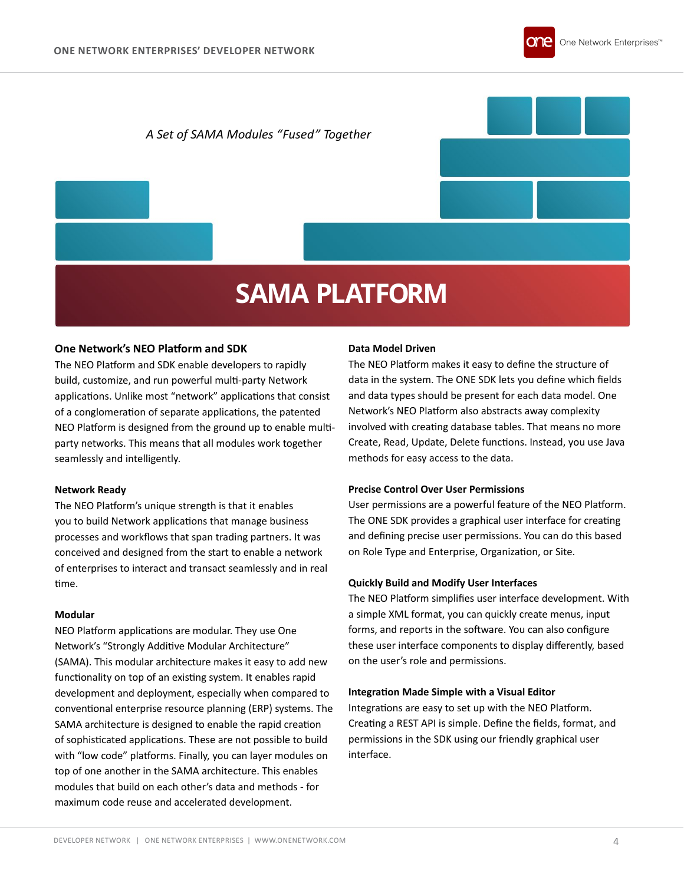*A Set of SAMA Modules "Fused" Together*

**SAMA PLATFORM**

## One Network's NEO Platform and SDK

The NEO Platform and SDK enable developers to rapidly build, customize, and run powerful multi-party Network applications. Unlike most "network" applications that consist of a conglomeration of separate applications, the patented NEO Platform is designed from the ground up to enable multi-party networks. This means that all modules work together seamlessly and intelligently.

### Network Ready

The NEO Platform's unique strength is that it enables you to build Network applications that manage business processes and workflows that span trading partners. It was conceived and designed from the start to enable a network of enterprises to interact and transact seamlessly and in real time.

### Modular

NEO Platform applications are modular. They use One Network's "Strongly Additive Modular Architecture" (SAMA). This modular architecture makes it easy to add new functionality on top of an existing system. It enables rapid development and deployment, especially when compared to conventional enterprise resource planning (ERP) systems. The SAMA architecture is designed to enable the rapid creation of sophisticated applications. These are not possible to build with "low code" platforms. Finally, you can layer modules on top of one another in the SAMA architecture. This enables modules that build on each other's data and methods - for maximum code reuse and accelerated development.

### Data Model Driven

The NEO Platform makes it easy to define the structure of data in the system. The ONE SDK lets you define which fields and data types should be present for each data model. One Network's NEO Platform also abstracts away complexity involved with creating database tables. That means no more Create, Read, Update, Delete functions. Instead, you use Java methods for easy access to the data.

### Precise Control Over User Permissions

User permissions are a powerful feature of the NEO Platform. The ONE SDK provides a graphical user interface for creating and defining precise user permissions. You can do this based on Role Type and Enterprise, Organization, or Site.

### Quickly Build and Modify User Interfaces

The NEO Platform simplifies user interface development. With a simple XML format, you can quickly create menus, input forms, and reports in the software. You can also configure these user interface components to display differently, based on the user's role and permissions.

### Integration Made Simple with a Visual Editor

Integrations are easy to set up with the NEO Platform. Creating a REST API is simple. Define the fields, format, and permissions in the SDK using our friendly graphical user interface.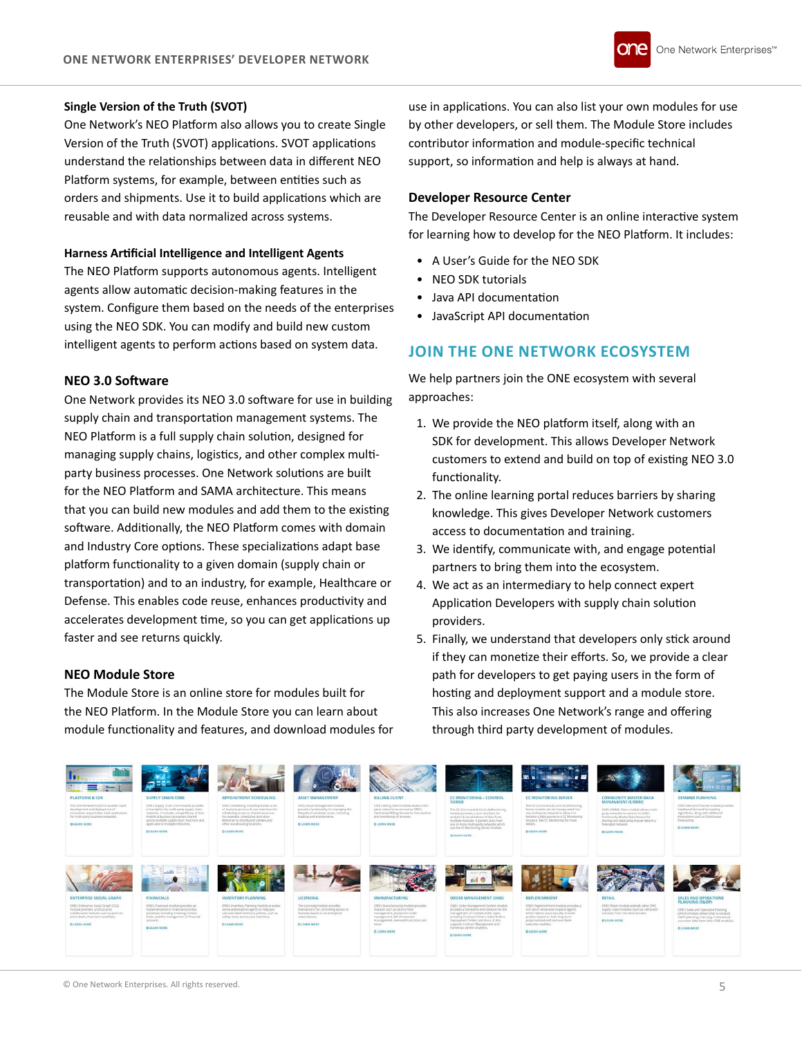### Single Version of the Truth (SVOT)

One Network's NEO Platform also allows you to create Single Version of the Truth (SVOT) applications. SVOT applications understand the relationships between data in different NEO Platform systems, for example, between entities such as orders and shipments. Use it to build applications which are reusable and with data normalized across systems.

### Harness Artificial Intelligence and Intelligent Agents

The NEO Platform supports autonomous agents. Intelligent agents allow automatic decision-making features in the system. Configure them based on the needs of the enterprises using the NEO SDK. You can modify and build new custom intelligent agents to perform actions based on system data.

### NEO 3.0 Software

One Network provides its NEO 3.0 software for use in building supply chain and transportation management systems. The NEO Platform is a full supply chain solution, designed for managing supply chains, logistics, and other complex multi-party business processes. One Network solutions are built for the NEO Platform and SAMA architecture. This means that you can build new modules and add them to the existing software. Additionally, the NEO Platform comes with domain and Industry Core options. These specializations adapt base platform functionality to a given domain (supply chain or transportation) and to an industry, for example, Healthcare or Defense. This enables code reuse, enhances productivity and accelerates development time, so you can get applications up faster and see returns quickly.

### NEO Module Store

The Module Store is an online store for modules built for the NEO Platform. In the Module Store you can learn about module functionality and features, and download modules for use in applications. You can also list your own modules for use by other developers, or sell them. The Module Store includes contributor information and module-specific technical support, so information and help is always at hand.

### Developer Resource Center

The Developer Resource Center is an online interactive system for learning how to develop for the NEO Platform. It includes:

- A User's Guide for the NEO SDK
- NEO SDK tutorials
- Java API documentation
- JavaScript API documentation

## JOIN THE ONE NETWORK ECOSYSTEM

We help partners join the ONE ecosystem with several approaches:

1. We provide the NEO platform itself, along with an SDK for development. This allows Developer Network customers to extend and build on top of existing NEO 3.0 functionality.
2. The online learning portal reduces barriers by sharing knowledge. This gives Developer Network customers access to documentation and training.
3. We identify, communicate with, and engage potential partners to bring them into the ecosystem.
4. We act as an intermediary to help connect expert Application Developers with supply chain solution providers.
5. Finally, we understand that developers only stick around if they can monetize their efforts. So, we provide a clear path for developers to get paying users in the form of hosting and deployment support and a module store. This also increases One Network's range and offering through third party development of modules.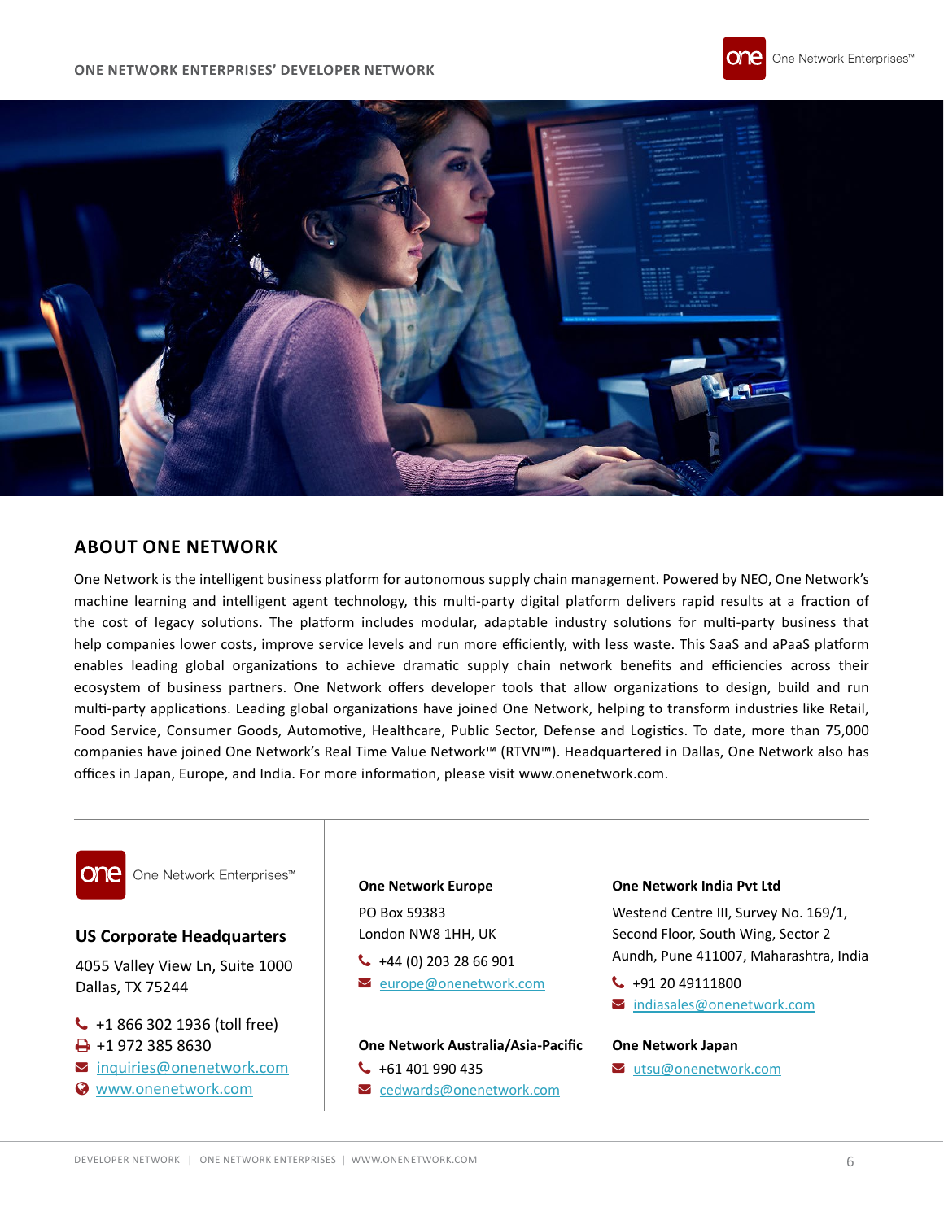## ABOUT ONE NETWORK

One Network is the intelligent business platform for autonomous supply chain management. Powered by NEO, One Network's machine learning and intelligent agent technology, this multi-party digital platform delivers rapid results at a fraction of the cost of legacy solutions. The platform includes modular, adaptable industry solutions for multi-party business that help companies lower costs, improve service levels and run more efficiently, with less waste. This SaaS and aPaaS platform enables leading global organizations to achieve dramatic supply chain network benefits and efficiencies across their ecosystem of business partners. One Network offers developer tools that allow organizations to design, build and run multi-party applications. Leading global organizations have joined One Network, helping to transform industries like Retail, Food Service, Consumer Goods, Automotive, Healthcare, Public Sector, Defense and Logistics. To date, more than 75,000 companies have joined One Network's Real Time Value Network™ (RTVN™). Headquartered in Dallas, One Network also has offices in Japan, Europe, and India. For more information, please visit www.onenetwork.com.

One Network Enterprises™

**US Corporate Headquarters**

4055 Valley View Ln, Suite 1000
Dallas, TX 75244

+1 866 302 1936 (toll free)
+1 972 385 8630
inquiries@onenetwork.com
www.onenetwork.com

**One Network Europe**

PO Box 59383
London NW8 1HH, UK

+44 (0) 203 28 66 901
europe@onenetwork.com

**One Network Australia/Asia-Pacific**

+61 401 990 435
cedwards@onenetwork.com

**One Network India Pvt Ltd**

Westend Centre III, Survey No. 169/1,
Second Floor, South Wing, Sector 2
Aundh, Pune 411007, Maharashtra, India

+91 20 49111800
indiasales@onenetwork.com

**One Network Japan**

utsu@onenetwork.com